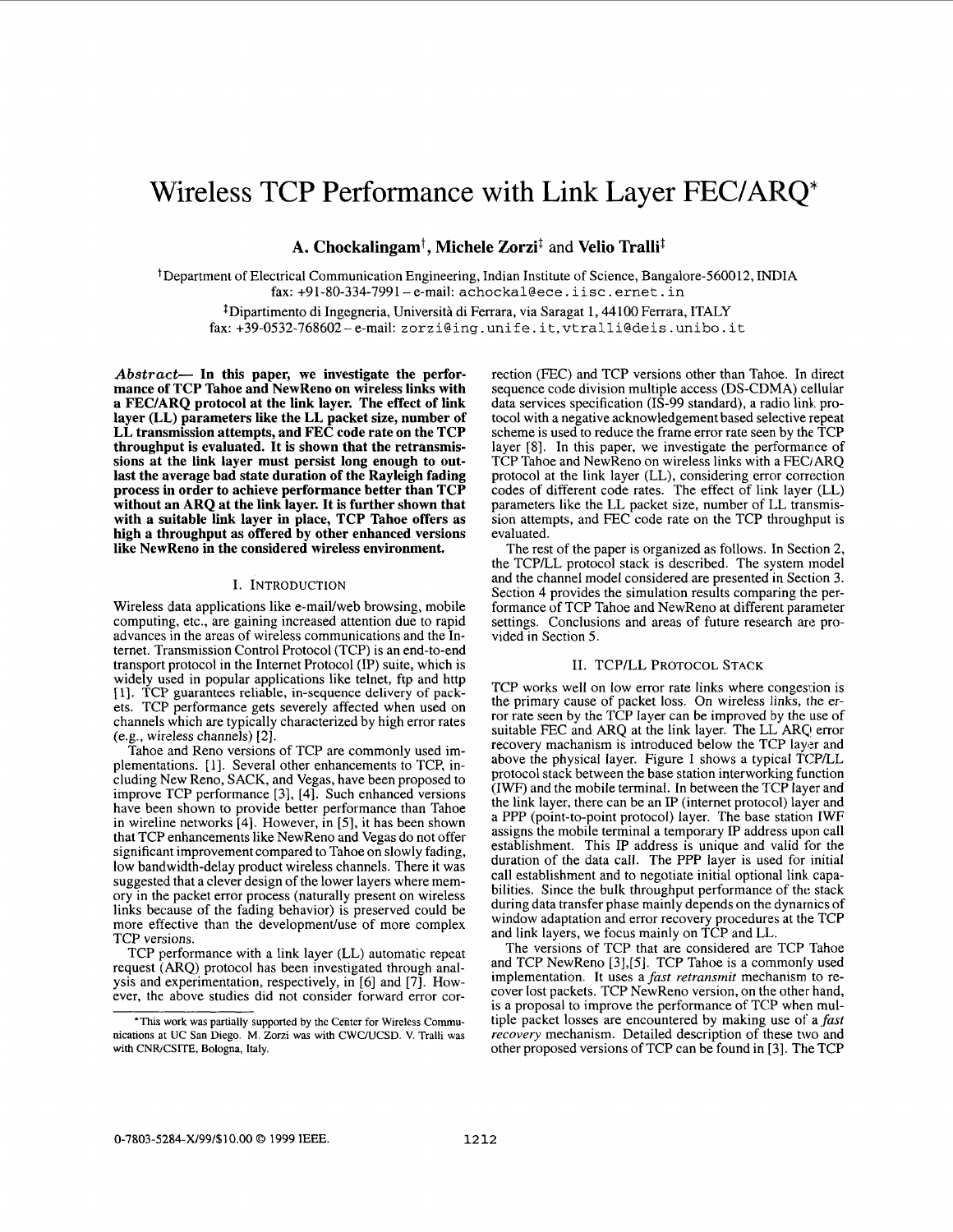# Wireless TCP Performance with Link Layer FEC/ARQ*

**A. Chockalingam†, Michele Zorzi‡ and Velio Tralli‡**

†Department of Electrical Communication Engineering, Indian Institute of Science, Bangalore-560012, INDIA
fax: +91-80-334-7991 – e-mail: achockal@ece.iisc.ernet.in

‡Dipartimento di Ingegneria, Università di Ferrara, via Saragat 1, 44100 Ferrara, ITALY
fax: +39-0532-768602 – e-mail: zorzi@ing.unife.it, vtralli@deis.unibo.it

***Abstract*— In this paper, we investigate the performance of TCP Tahoe and NewReno on wireless links with a FEC/ARQ protocol at the link layer. The effect of link layer (LL) parameters like the LL packet size, number of LL transmission attempts, and FEC code rate on the TCP throughput is evaluated. It is shown that the retransmissions at the link layer must persist long enough to outlast the average bad state duration of the Rayleigh fading process in order to achieve performance better than TCP without an ARQ at the link layer. It is further shown that with a suitable link layer in place, TCP Tahoe offers as high a throughput as offered by other enhanced versions like NewReno in the considered wireless environment.**

## I. Introduction

Wireless data applications like e-mail/web browsing, mobile computing, etc., are gaining increased attention due to rapid advances in the areas of wireless communications and the Internet. Transmission Control Protocol (TCP) is an end-to-end transport protocol in the Internet Protocol (IP) suite, which is widely used in popular applications like telnet, ftp and http [1]. TCP guarantees reliable, in-sequence delivery of packets. TCP performance gets severely affected when used on channels which are typically characterized by high error rates (e.g., wireless channels) [2].

Tahoe and Reno versions of TCP are commonly used implementations. [1]. Several other enhancements to TCP, including New Reno, SACK, and Vegas, have been proposed to improve TCP performance [3], [4]. Such enhanced versions have been shown to provide better performance than Tahoe in wireline networks [4]. However, in [5], it has been shown that TCP enhancements like NewReno and Vegas do not offer significant improvement compared to Tahoe on slowly fading, low bandwidth-delay product wireless channels. There it was suggested that a clever design of the lower layers where memory in the packet error process (naturally present on wireless links because of the fading behavior) is preserved could be more effective than the development/use of more complex TCP versions.

TCP performance with a link layer (LL) automatic repeat request (ARQ) protocol has been investigated through analysis and experimentation, respectively, in [6] and [7]. However, the above studies did not consider forward error correction (FEC) and TCP versions other than Tahoe. In direct sequence code division multiple access (DS-CDMA) cellular data services specification (IS-99 standard), a radio link protocol with a negative acknowledgement based selective repeat scheme is used to reduce the frame error rate seen by the TCP layer [8]. In this paper, we investigate the performance of TCP Tahoe and NewReno on wireless links with a FEC/ARQ protocol at the link layer (LL), considering error correction codes of different code rates. The effect of link layer (LL) parameters like the LL packet size, number of LL transmission attempts, and FEC code rate on the TCP throughput is evaluated.

The rest of the paper is organized as follows. In Section 2, the TCP/LL protocol stack is described. The system model and the channel model considered are presented in Section 3. Section 4 provides the simulation results comparing the performance of TCP Tahoe and NewReno at different parameter settings. Conclusions and areas of future research are provided in Section 5.

## II. TCP/LL Protocol Stack

TCP works well on low error rate links where congestion is the primary cause of packet loss. On wireless links, the error rate seen by the TCP layer can be improved by the use of suitable FEC and ARQ at the link layer. The LL ARQ error recovery mechanism is introduced below the TCP layer and above the physical layer. Figure 1 shows a typical TCP/LL protocol stack between the base station interworking function (IWF) and the mobile terminal. In between the TCP layer and the link layer, there can be an IP (internet protocol) layer and a PPP (point-to-point protocol) layer. The base station IWF assigns the mobile terminal a temporary IP address upon call establishment. This IP address is unique and valid for the duration of the data call. The PPP layer is used for initial call establishment and to negotiate initial optional link capabilities. Since the bulk throughput performance of the stack during data transfer phase mainly depends on the dynamics of window adaptation and error recovery procedures at the TCP and link layers, we focus mainly on TCP and LL.

The versions of TCP that are considered are TCP Tahoe and TCP NewReno [3],[5]. TCP Tahoe is a commonly used implementation. It uses a *fast retransmit* mechanism to recover lost packets. TCP NewReno version, on the other hand, is a proposal to improve the performance of TCP when multiple packet losses are encountered by making use of a *fast recovery* mechanism. Detailed description of these two and other proposed versions of TCP can be found in [3]. The TCP

*This work was partially supported by the Center for Wireless Communications at UC San Diego. M. Zorzi was with CWC/UCSD. V. Tralli was with CNR/CSITE, Bologna, Italy.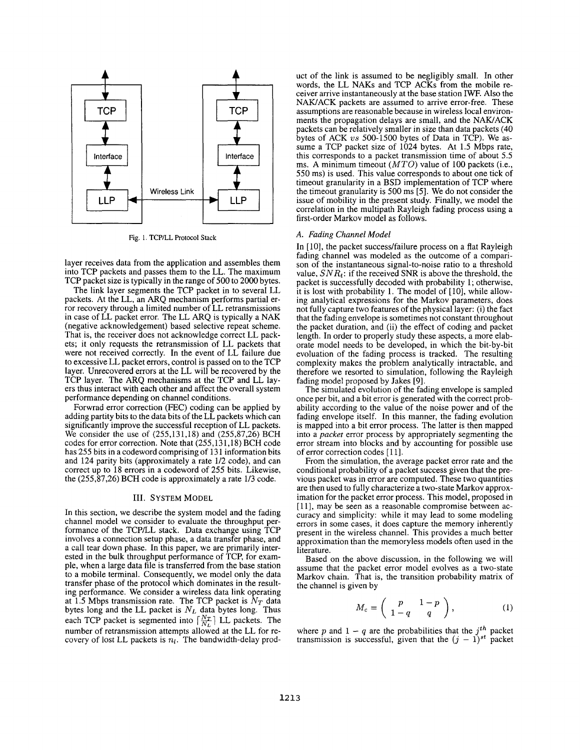Fig. 1. TCP/LL Protocol Stack

layer receives data from the application and assembles them into TCP packets and passes them to the LL. The maximum TCP packet size is typically in the range of 500 to 2000 bytes.

The link layer segments the TCP packet in to several LL packets. At the LL, an ARQ mechanism performs partial error recovery through a limited number of LL retransmissions in case of LL packet error. The LL ARQ is typically a NAK (negative acknowledgement) based selective repeat scheme. That is, the receiver does not acknowledge correct LL packets; it only requests the retransmission of LL packets that were not received correctly. In the event of LL failure due to excessive LL packet errors, control is passed on to the TCP layer. Unrecovered errors at the LL will be recovered by the TCP layer. The ARQ mechanisms at the TCP and LL layers thus interact with each other and affect the overall system performance depending on channel conditions.

Forwrad error correction (FEC) coding can be applied by adding partity bits to the data bits of the LL packets which can significantly improve the successful reception of LL packets. We consider the use of (255,131,18) and (255,87,26) BCH codes for error correction. Note that (255,131,18) BCH code has 255 bits in a codeword comprising of 131 information bits and 124 parity bits (approximately a rate 1/2 code), and can correct up to 18 errors in a codeword of 255 bits. Likewise, the (255,87,26) BCH code is approximately a rate 1/3 code.

## III. System Model

In this section, we describe the system model and the fading channel model we consider to evaluate the throughput performance of the TCP/LL stack. Data exchange using TCP involves a connection setup phase, a data transfer phase, and a call tear down phase. In this paper, we are primarily interested in the bulk throughput performance of TCP, for example, when a large data file is transferred from the base station to a mobile terminal. Consequently, we model only the data transfer phase of the protocol which dominates in the resulting performance. We consider a wireless data link operating at 1.5 Mbps transmission rate. The TCP packet is $N_T$ data bytes long and the LL packet is $N_L$ data bytes long. Thus each TCP packet is segmented into $\lceil \frac{N_T}{N_L} \rceil$ LL packets. The number of retransmission attempts allowed at the LL for recovery of lost LL packets is $n_l$. The bandwidth-delay product of the link is assumed to be negligibly small. In other words, the LL NAKs and TCP ACKs from the mobile receiver arrive instantaneously at the base station IWF. Also the NAK/ACK packets are assumed to arrive error-free. These assumptions are reasonable because in wireless local environments the propagation delays are small, and the NAK/ACK packets can be relatively smaller in size than data packets (40 bytes of ACK *vs* 500-1500 bytes of Data in TCP). We assume a TCP packet size of 1024 bytes. At 1.5 Mbps rate, this corresponds to a packet transmission time of about 5.5 ms. A minimum timeout ($MTO$) value of 100 packets (i.e., 550 ms) is used. This value corresponds to about one tick of timeout granularity in a BSD implementation of TCP where the timeout granularity is 500 ms [5]. We do not consider the issue of mobility in the present study. Finally, we model the correlation in the multipath Rayleigh fading process using a first-order Markov model as follows.

### A. Fading Channel Model

In [10], the packet success/failure process on a flat Rayleigh fading channel was modeled as the outcome of a comparison of the instantaneous signal-to-noise ratio to a threshold value, $SNR_t$: if the received SNR is above the threshold, the packet is successfully decoded with probability 1; otherwise, it is lost with probability 1. The model of [10], while allowing analytical expressions for the Markov parameters, does not fully capture two features of the physical layer: (i) the fact that the fading envelope is sometimes not constant throughout the packet duration, and (ii) the effect of coding and packet length. In order to properly study these aspects, a more elaborate model needs to be developed, in which the bit-by-bit evolution of the fading process is tracked. The resulting complexity makes the problem analytically intractable, and therefore we resorted to simulation, following the Rayleigh fading model proposed by Jakes [9].

The simulated evolution of the fading envelope is sampled once per bit, and a bit error is generated with the correct probability according to the value of the noise power and of the fading envelope itself. In this manner, the fading evolution is mapped into a bit error process. The latter is then mapped into a *packet* error process by appropriately segmenting the error stream into blocks and by accounting for possible use of error correction codes [11].

From the simulation, the average packet error rate and the conditional probability of a packet success given that the previous packet was in error are computed. These two quantities are then used to fully characterize a two-state Markov approximation for the packet error process. This model, proposed in [11], may be seen as a reasonable compromise between accuracy and simplicity: while it may lead to some modeling errors in some cases, it does capture the memory inherently present in the wireless channel. This provides a much better approximation than the memoryless models often used in the literature.

Based on the above discussion, in the following we will assume that the packet error model evolves as a two-state Markov chain. That is, the transition probability matrix of the channel is given by

$$M_c = \begin{pmatrix} p & 1-p \\ 1-q & q \end{pmatrix}, \tag{1}$$

where $p$ and $1-q$ are the probabilities that the $j^{th}$ packet transmission is successful, given that the $(j-1)^{st}$ packet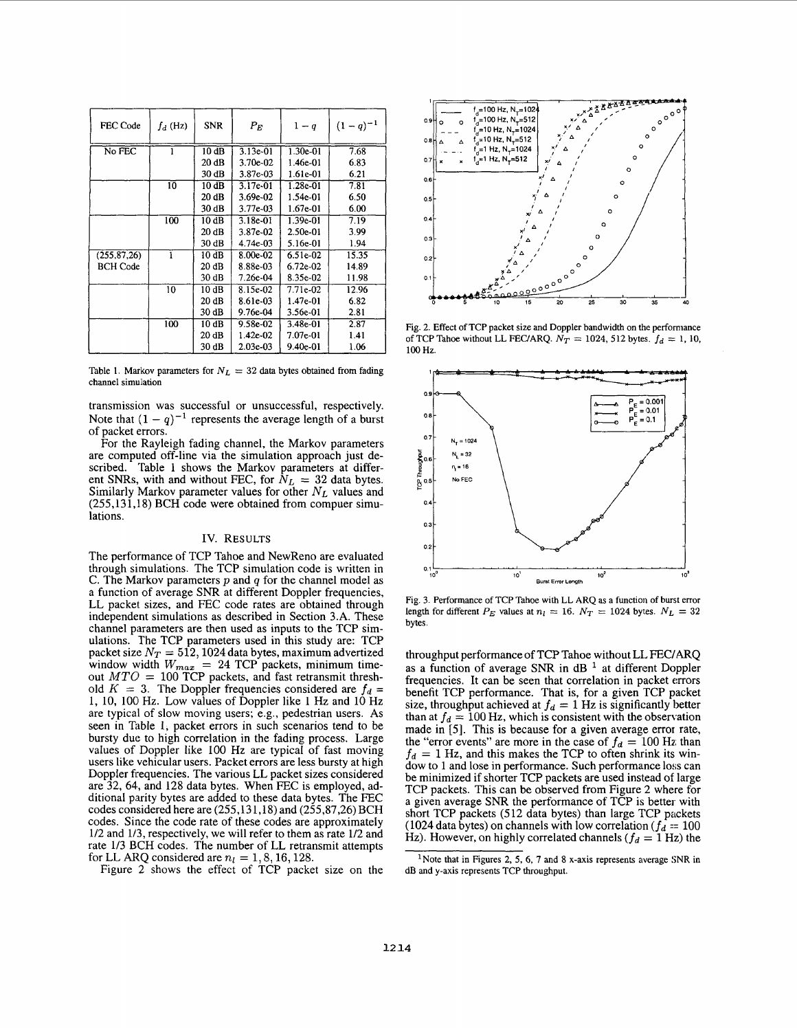| FEC Code | $f_d$ (Hz) | SNR | $P_E$ | $1-q$ | $(1-q)^{-1}$ |
|---|---|---|---|---|---|
| No FEC | 1 | 10 dB | 3.13e-01 | 1.30e-01 | 7.68 |
| | | 20 dB | 3.70e-02 | 1.46e-01 | 6.83 |
| | | 30 dB | 3.87e-03 | 1.61e-01 | 6.21 |
| | 10 | 10 dB | 3.17e-01 | 1.28e-01 | 7.81 |
| | | 20 dB | 3.69e-02 | 1.54e-01 | 6.50 |
| | | 30 dB | 3.77e-03 | 1.67e-01 | 6.00 |
| | 100 | 10 dB | 3.18e-01 | 1.39e-01 | 7.19 |
| | | 20 dB | 3.87e-02 | 2.50e-01 | 3.99 |
| | | 30 dB | 4.74e-03 | 5.16e-01 | 1.94 |
| (255,87,26) BCH Code | 1 | 10 dB | 8.00e-02 | 6.51e-02 | 15.35 |
| | | 20 dB | 8.88e-03 | 6.72e-02 | 14.89 |
| | | 30 dB | 7.26e-04 | 8.35e-02 | 11.98 |
| | 10 | 10 dB | 8.15e-02 | 7.71e-02 | 12.96 |
| | | 20 dB | 8.61e-03 | 1.47e-01 | 6.82 |
| | | 30 dB | 9.76e-04 | 3.56e-01 | 2.81 |
| | 100 | 10 dB | 9.58e-02 | 3.48e-01 | 2.87 |
| | | 20 dB | 1.42e-02 | 7.07e-01 | 1.41 |
| | | 30 dB | 2.03e-03 | 9.40e-01 | 1.06 |

Table 1. Markov parameters for $N_L = 32$ data bytes obtained from fading channel simulation

transmission was successful or unsuccessful, respectively. Note that $(1-q)^{-1}$ represents the average length of a burst of packet errors.

For the Rayleigh fading channel, the Markov parameters are computed off-line via the simulation approach just described. Table 1 shows the Markov parameters at different SNRs, with and without FEC, for $N_L = 32$ data bytes. Similarly Markov parameter values for other $N_L$ values and (255,131,18) BCH code were obtained from compuer simulations.

## IV. Results

The performance of TCP Tahoe and NewReno are evaluated through simulations. The TCP simulation code is written in C. The Markov parameters $p$ and $q$ for the channel model as a function of average SNR at different Doppler frequencies, LL packet sizes, and FEC code rates are obtained through independent simulations as described in Section 3.A. These channel parameters are then used as inputs to the TCP simulations. The TCP parameters used in this study are: TCP packet size $N_T = 512, 1024$ data bytes, maximum advertized window width $W_{max} = 24$ TCP packets, minimum timeout $MTO = 100$ TCP packets, and fast retransmit threshold $K = 3$. The Doppler frequencies considered are $f_d = 1, 10, 100$ Hz. Low values of Doppler like 1 Hz and 10 Hz are typical of slow moving users; e.g., pedestrian users. As seen in Table 1, packet errors in such scenarios tend to be bursty due to high correlation in the fading process. Large values of Doppler like 100 Hz are typical of fast moving users like vehicular users. Packet errors are less bursty at high Doppler frequencies. The various LL packet sizes considered are 32, 64, and 128 data bytes. When FEC is employed, additional parity bytes are added to these data bytes. The FEC codes considered here are (255,131,18) and (255,87,26) BCH codes. Since the code rate of these codes are approximately 1/2 and 1/3, respectively, we will refer to them as rate 1/2 and rate 1/3 BCH codes. The number of LL retransmit attempts for LL ARQ considered are $n_l = 1, 8, 16, 128$.

Figure 2 shows the effect of TCP packet size on the

Fig. 2. Effect of TCP packet size and Doppler bandwidth on the performance of TCP Tahoe without LL FEC/ARQ. $N_T = 1024$, 512 bytes. $f_d = 1$, 10, 100 Hz.

Fig. 3. Performance of TCP Tahoe with LL ARQ as a function of burst error length for different $P_E$ values at $n_l = 16$. $N_T = 1024$ bytes. $N_L = 32$ bytes.

throughput performance of TCP Tahoe without LL FEC/ARQ as a function of average SNR in dB [1] at different Doppler frequencies. It can be seen that correlation in packet errors benefit TCP performance. That is, for a given TCP packet size, throughput achieved at $f_d = 1$ Hz is significantly better than at $f_d = 100$ Hz, which is consistent with the observation made in [5]. This is because for a given average error rate, the "error events" are more in the case of $f_d = 100$ Hz than $f_d = 1$ Hz, and this makes the TCP to often shrink its window to 1 and lose in performance. Such performance loss can be minimized if shorter TCP packets are used instead of large TCP packets. This can be observed from Figure 2 where for a given average SNR the performance of TCP is better with short TCP packets (512 data bytes) than large TCP packets (1024 data bytes) on channels with low correlation ($f_d = 100$ Hz). However, on highly correlated channels ($f_d = 1$ Hz) the

[1] Note that in Figures 2, 5, 6, 7 and 8 x-axis represents average SNR in dB and y-axis represents TCP throughput.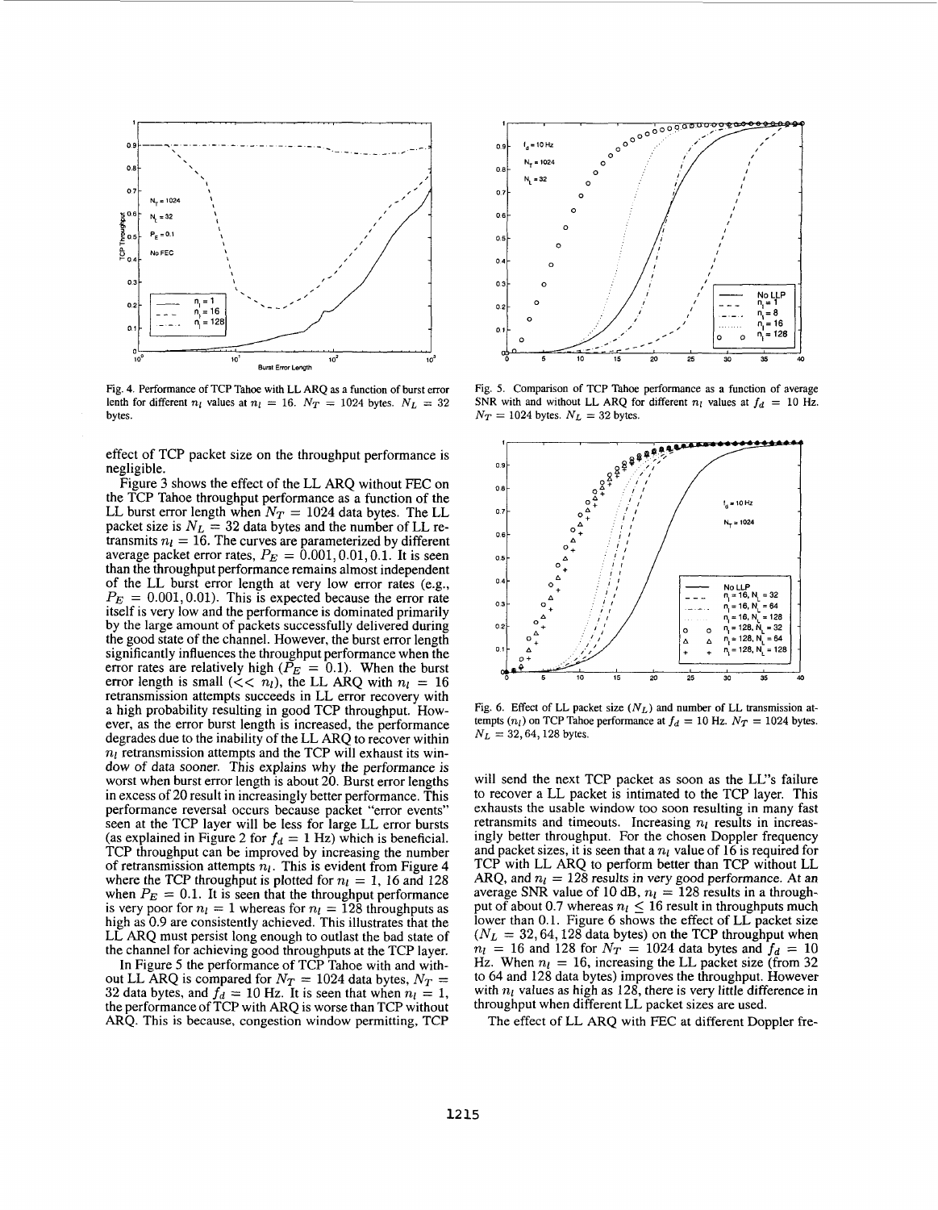Fig. 4. Performance of TCP Tahoe with LL ARQ as a function of burst error lenth for different $n_l$ values at $n_l = 16$. $N_T = 1024$ bytes. $N_L = 32$ bytes.

Fig. 5. Comparison of TCP Tahoe performance as a function of average SNR with and without LL ARQ for different $n_l$ values at $f_d = 10$ Hz. $N_T = 1024$ bytes. $N_L = 32$ bytes.

effect of TCP packet size on the throughput performance is negligible.

Figure 3 shows the effect of the LL ARQ without FEC on the TCP Tahoe throughput performance as a function of the LL burst error length when $N_T = 1024$ data bytes. The LL packet size is $N_L = 32$ data bytes and the number of LL retransmits $n_l = 16$. The curves are parameterized by different average packet error rates, $P_E = 0.001, 0.01, 0.1$. It is seen than the throughput performance remains almost independent of the LL burst error length at very low error rates (e.g., $P_E = 0.001, 0.01$). This is expected because the error rate itself is very low and the performance is dominated primarily by the large amount of packets successfully delivered during the good state of the channel. However, the burst error length significantly influences the throughput performance when the error rates are relatively high ($P_E = 0.1$). When the burst error length is small ($<< n_l$), the LL ARQ with $n_l = 16$ retransmission attempts succeeds in LL error recovery with a high probability resulting in good TCP throughput. However, as the error burst length is increased, the performance degrades due to the inability of the LL ARQ to recover within $n_l$ retransmission attempts and the TCP will exhaust its window of data sooner. This explains why the performance is worst when burst error length is about 20. Burst error lengths in excess of 20 result in increasingly better performance. This performance reversal occurs because packet "error events" seen at the TCP layer will be less for large LL error bursts (as explained in Figure 2 for $f_d = 1$ Hz) which is beneficial. TCP throughput can be improved by increasing the number of retransmission attempts $n_l$. This is evident from Figure 4 where the TCP throughput is plotted for $n_l = 1$, 16 and 128 when $P_E = 0.1$. It is seen that the throughput performance is very poor for $n_l = 1$ whereas for $n_l = 128$ throughputs as high as 0.9 are consistently achieved. This illustrates that the LL ARQ must persist long enough to outlast the bad state of the channel for achieving good throughputs at the TCP layer.

In Figure 5 the performance of TCP Tahoe with and without LL ARQ is compared for $N_T = 1024$ data bytes, $N_T = 32$ data bytes, and $f_d = 10$ Hz. It is seen that when $n_l = 1$, the performance of TCP with ARQ is worse than TCP without ARQ. This is because, congestion window permitting, TCP will send the next TCP packet as soon as the LL"s failure to recover a LL packet is intimated to the TCP layer. This exhausts the usable window too soon resulting in many fast retransmits and timeouts. Increasing $n_l$ results in increasingly better throughput. For the chosen Doppler frequency and packet sizes, it is seen that a $n_l$ value of 16 is required for TCP with LL ARQ to perform better than TCP without LL ARQ, and $n_l = 128$ results in very good performance. At an average SNR value of 10 dB, $n_l = 128$ results in a throughput of about 0.7 whereas $n_l \leq 16$ result in throughputs much lower than 0.1. Figure 6 shows the effect of LL packet size ($N_L = 32, 64, 128$ data bytes) on the TCP throughput when $n_l = 16$ and 128 for $N_T = 1024$ data bytes and $f_d = 10$ Hz. When $n_l = 16$, increasing the LL packet size (from 32 to 64 and 128 data bytes) improves the throughput. However with $n_l$ values as high as 128, there is very little difference in throughput when different LL packet sizes are used.

Fig. 6. Effect of LL packet size ($N_L$) and number of LL transmission attempts ($n_l$) on TCP Tahoe performance at $f_d = 10$ Hz. $N_T = 1024$ bytes. $N_L = 32, 64, 128$ bytes.

The effect of LL ARQ with FEC at different Doppler fre-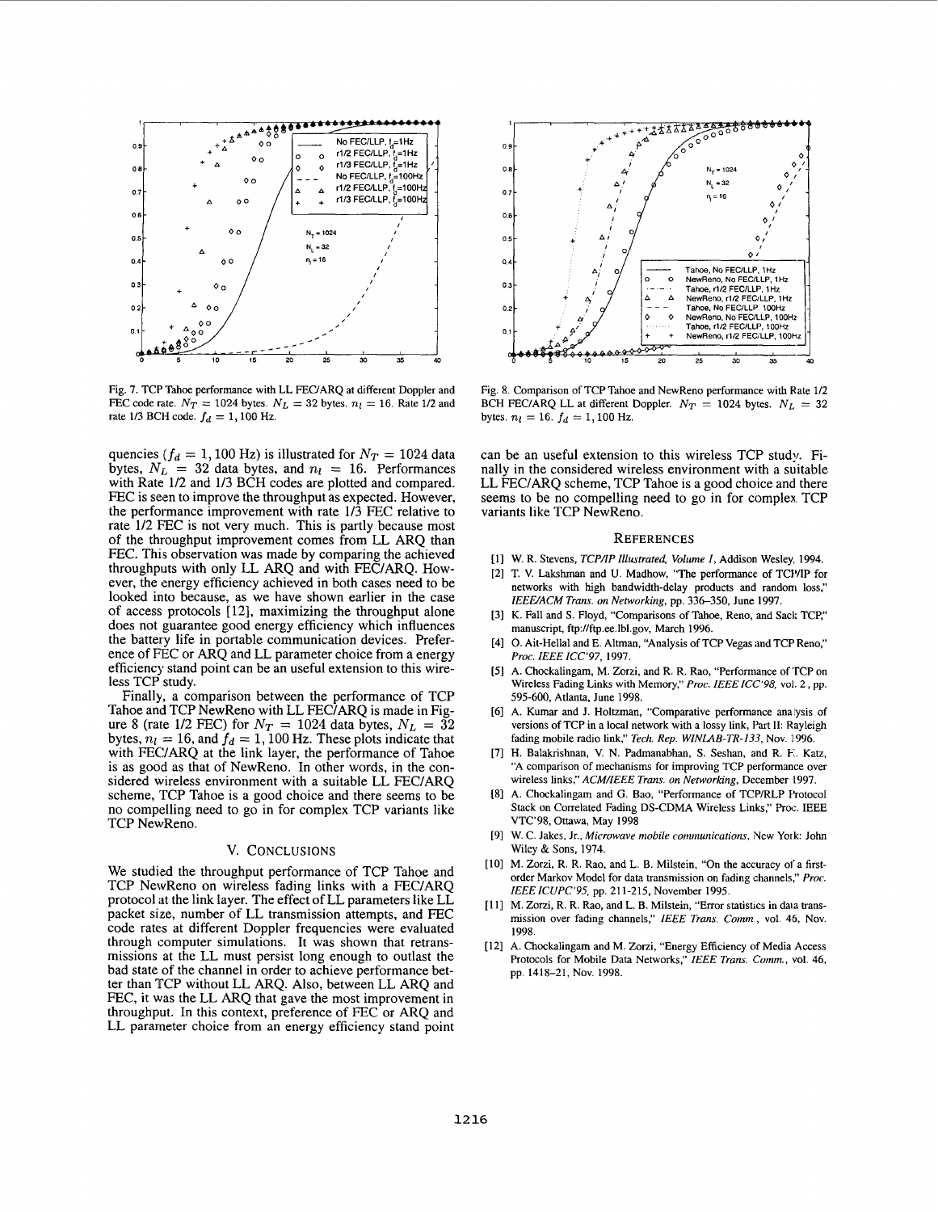No FEC/LLP, $f_d$=1Hz
r1/2 FEC/LLP, $f_d$=1Hz
r1/3 FEC/LLP, $f_d$=1Hz
No FEC/LLP, $f_d$=100Hz
r1/2 FEC/LLP, $f_d$=100Hz
r1/3 FEC/LLP, $f_d$=100Hz
$N_T$ = 1024
$N_L$ = 32
$n_l$ = 16
0 5 10 15 20 25 30 35 40
0.1 0.2 0.3 0.4 0.5 0.6 0.7 0.8 0.9 1

Fig. 7. TCP Tahoe performance with LL FEC/ARQ at different Doppler and FEC code rate. $N_T = 1024$ bytes. $N_L = 32$ bytes. $n_l = 16$. Rate 1/2 and rate 1/3 BCH code. $f_d = 1, 100$ Hz.

$N_T$ = 1024
$N_L$ = 32
$n_l$ = 16
Tahoe, No FEC/LLP, 1Hz
NewReno, No FEC/LLP, 1Hz
Tahoe, r1/2 FEC/LLP, 1Hz
NewReno, r1/2 FEC/LLP, 1Hz
Tahoe, No FEC/LLP, 100Hz
NewReno, No FEC/LLP, 100Hz
Tahoe, r1/2 FEC/LLP, 100Hz
NewReno, r1/2 FEC/LLP, 100Hz
0 5 10 15 20 25 30 35 40
0.1 0.2 0.3 0.4 0.5 0.6 0.7 0.8 0.9 1

Fig. 8. Comparison of TCP Tahoe and NewReno performance with Rate 1/2 BCH FEC/ARQ LL at different Doppler. $N_T = 1024$ bytes. $N_L = 32$ bytes. $n_l = 16$. $f_d = 1, 100$ Hz.

quencies ($f_d = 1, 100$ Hz) is illustrated for $N_T = 1024$ data bytes, $N_L = 32$ data bytes, and $n_l = 16$. Performances with Rate 1/2 and 1/3 BCH codes are plotted and compared. FEC is seen to improve the throughput as expected. However, the performance improvement with rate 1/3 FEC relative to rate 1/2 FEC is not very much. This is partly because most of the throughput improvement comes from LL ARQ than FEC. This observation was made by comparing the achieved throughputs with only LL ARQ and with FEC/ARQ. However, the energy efficiency achieved in both cases need to be looked into because, as we have shown earlier in the case of access protocols [12], maximizing the throughput alone does not guarantee good energy efficiency which influences the battery life in portable communication devices. Preference of FEC or ARQ and LL parameter choice from a energy efficiency stand point can be an useful extension to this wireless TCP study.

Finally, a comparison between the performance of TCP Tahoe and TCP NewReno with LL FEC/ARQ is made in Figure 8 (rate 1/2 FEC) for $N_T = 1024$ data bytes, $N_L = 32$ bytes, $n_l = 16$, and $f_d = 1, 100$ Hz. These plots indicate that with FEC/ARQ at the link layer, the performance of Tahoe is as good as that of NewReno. In other words, in the considered wireless environment with a suitable LL FEC/ARQ scheme, TCP Tahoe is a good choice and there seems to be no compelling need to go in for complex TCP variants like TCP NewReno.

## V. Conclusions

We studied the throughput performance of TCP Tahoe and TCP NewReno on wireless fading links with a FEC/ARQ protocol at the link layer. The effect of LL parameters like LL packet size, number of LL transmission attempts, and FEC code rates at different Doppler frequencies were evaluated through computer simulations. It was shown that retransmissions at the LL must persist long enough to outlast the bad state of the channel in order to achieve performance better than TCP without LL ARQ. Also, between LL ARQ and FEC, it was the LL ARQ that gave the most improvement in throughput. In this context, preference of FEC or ARQ and LL parameter choice from an energy efficiency stand point can be an useful extension to this wireless TCP study. Finally in the considered wireless environment with a suitable LL FEC/ARQ scheme, TCP Tahoe is a good choice and there seems to be no compelling need to go in for complex TCP variants like TCP NewReno.

## References

[1] W. R. Stevens, *TCP/IP Illustrated, Volume 1*, Addison Wesley, 1994.

[2] T. V. Lakshman and U. Madhow, "The performance of TCP/IP for networks with high bandwidth-delay products and random loss," *IEEE/ACM Trans. on Networking*, pp. 336–350, June 1997.

[3] K. Fall and S. Floyd, "Comparisons of Tahoe, Reno, and Sack TCP," manuscript, ftp://ftp.ee.lbl.gov, March 1996.

[4] O. Ait-Hellal and E. Altman, "Analysis of TCP Vegas and TCP Reno," *Proc. IEEE ICC'97*, 1997.

[5] A. Chockalingam, M. Zorzi, and R. R. Rao, "Performance of TCP on Wireless Fading Links with Memory," *Proc. IEEE ICC'98*, vol. 2, pp. 595-600, Atlanta, June 1998.

[6] A. Kumar and J. Holtzman, "Comparative performance analysis of versions of TCP in a local network with a lossy link, Part II: Rayleigh fading mobile radio link," *Tech. Rep. WINLAB-TR-133*, Nov. 1996.

[7] H. Balakrishnan, V. N. Padmanabhan, S. Seshan, and R. H. Katz, "A comparison of mechanisms for improving TCP performance over wireless links," *ACM/IEEE Trans. on Networking*, December 1997.

[8] A. Chockalingam and G. Bao, "Performance of TCP/RLP Protocol Stack on Correlated Fading DS-CDMA Wireless Links," Proc. IEEE VTC'98, Ottawa, May 1998

[9] W. C. Jakes, Jr., *Microwave mobile communications*, New York: John Wiley & Sons, 1974.

[10] M. Zorzi, R. R. Rao, and L. B. Milstein, "On the accuracy of a first-order Markov Model for data transmission on fading channels," *Proc. IEEE ICUPC'95*, pp. 211-215, November 1995.

[11] M. Zorzi, R. R. Rao, and L. B. Milstein, "Error statistics in data transmission over fading channels," *IEEE Trans. Comm.*, vol. 46, Nov. 1998.

[12] A. Chockalingam and M. Zorzi, "Energy Efficiency of Media Access Protocols for Mobile Data Networks," *IEEE Trans. Comm.*, vol. 46, pp. 1418–21, Nov. 1998.